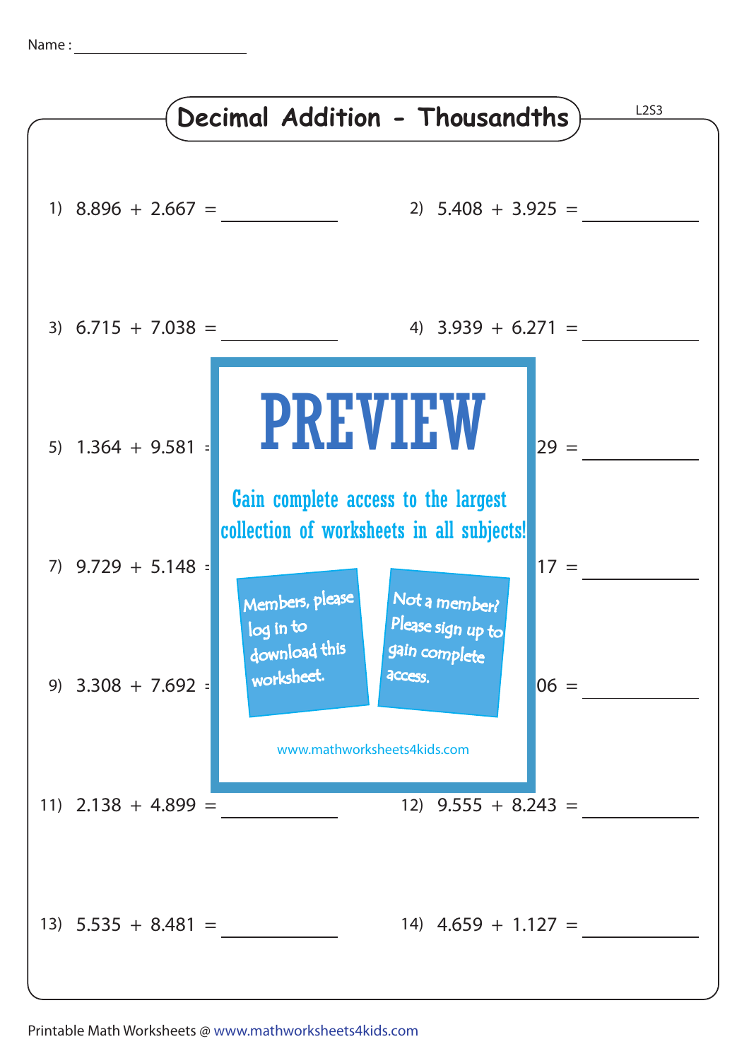Name : ______________

# Decimal Addition - Thousandths

L2S3

1) 8.896 + 2.667 = ________

2) 5.408 + 3.925 = ________

3) 6.715 + 7.038 = ________

4) 3.939 + 6.271 = ________

5) 1.364 + 9.581 =

6) 29 = ________

7) 9.729 + 5.148 =

8) 17 = ________

9) 3.308 + 7.692 =

10) 06 = ________

PREVIEW

Gain complete access to the largest collection of worksheets in all subjects!

Members, please log in to download this worksheet.

Not a member? Please sign up to gain complete access.

www.mathworksheets4kids.com

11) 2.138 + 4.899 = ________

12) 9.555 + 8.243 = ________

13) 5.535 + 8.481 = ________

14) 4.659 + 1.127 = ________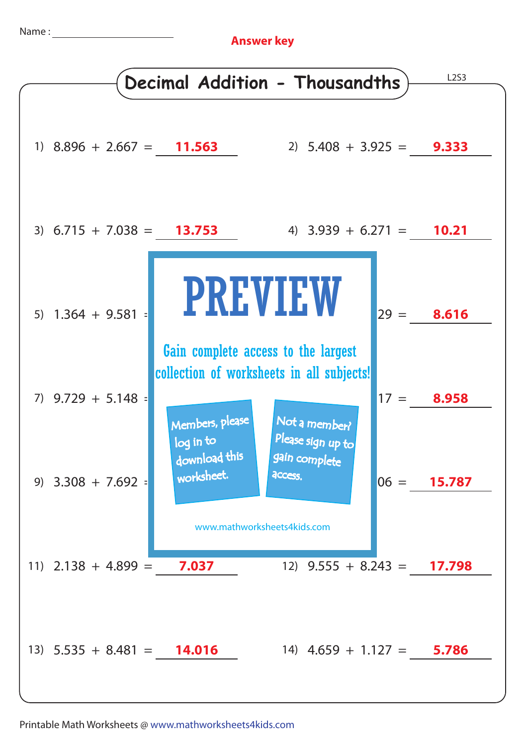Name : ____________________

**Answer key**

# Decimal Addition - Thousandths

L2S3

1) 8.896 + 2.667 = **11.563**

2) 5.408 + 3.925 = **9.333**

3) 6.715 + 7.038 = **13.753**

4) 3.939 + 6.271 = **10.21**

5) 1.364 + 9.581 =

6) 29 = **8.616**

7) 9.729 + 5.148 =

8) 17 = **8.958**

9) 3.308 + 7.692 =

10) 06 = **15.787**

PREVIEW

Gain complete access to the largest collection of worksheets in all subjects!

Members, please log in to download this worksheet.

Not a member? Please sign up to gain complete access.

www.mathworksheets4kids.com

11) 2.138 + 4.899 = **7.037**

12) 9.555 + 8.243 = **17.798**

13) 5.535 + 8.481 = **14.016**

14) 4.659 + 1.127 = **5.786**

Printable Math Worksheets @ www.mathworksheets4kids.com